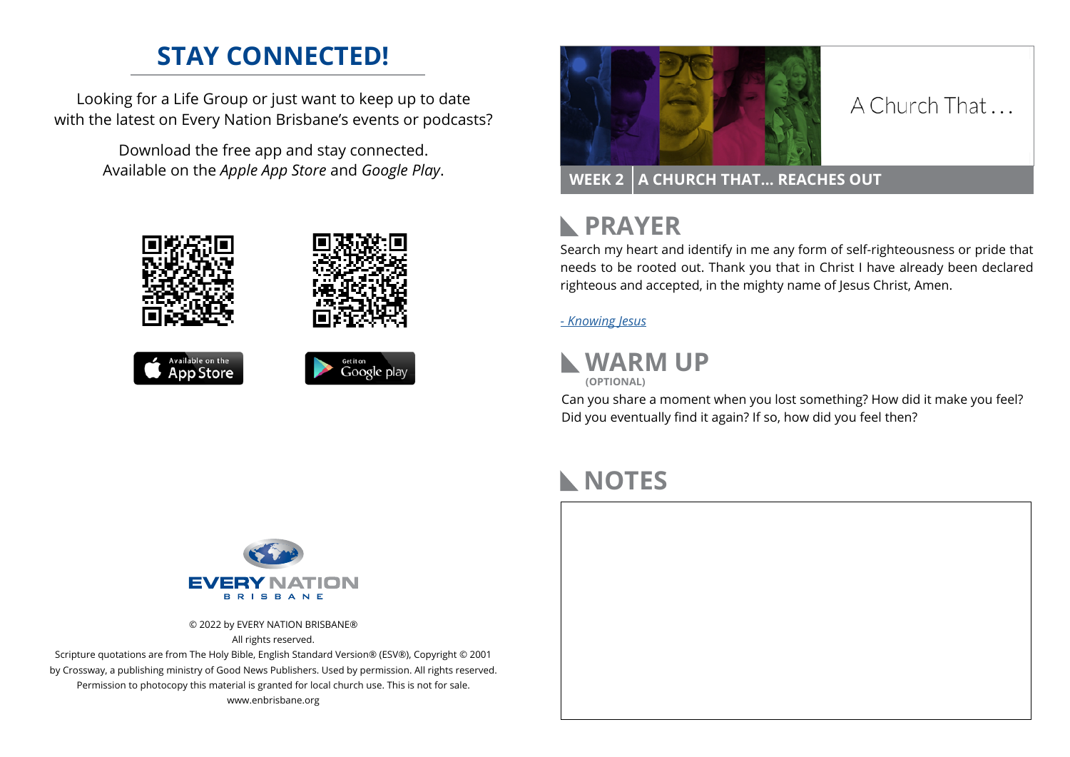## STAY CONNECTED!

Looking for a Life Group or just want to keep up to date with the latest on Every Nation Brisbane's events or podcasts?

Download the free app and stay connected.
Available on the *Apple App Store* and *Google Play*.

Available on the App Store

Get it on Google play

EVERY NATION
BRISBANE

© 2022 by EVERY NATION BRISBANE®
All rights reserved.
Scripture quotations are from The Holy Bible, English Standard Version® (ESV®), Copyright © 2001 by Crossway, a publishing ministry of Good News Publishers. Used by permission. All rights reserved.
Permission to photocopy this material is granted for local church use. This is not for sale.
www.enbrisbane.org

A Church That . . .

**WEEK 2 | A CHURCH THAT... REACHES OUT**

## PRAYER

Search my heart and identify in me any form of self-righteousness or pride that needs to be rooted out. Thank you that in Christ I have already been declared righteous and accepted, in the mighty name of Jesus Christ, Amen.

*- Knowing Jesus*

## WARM UP

**(OPTIONAL)**

Can you share a moment when you lost something? How did it make you feel? Did you eventually find it again? If so, how did you feel then?

## NOTES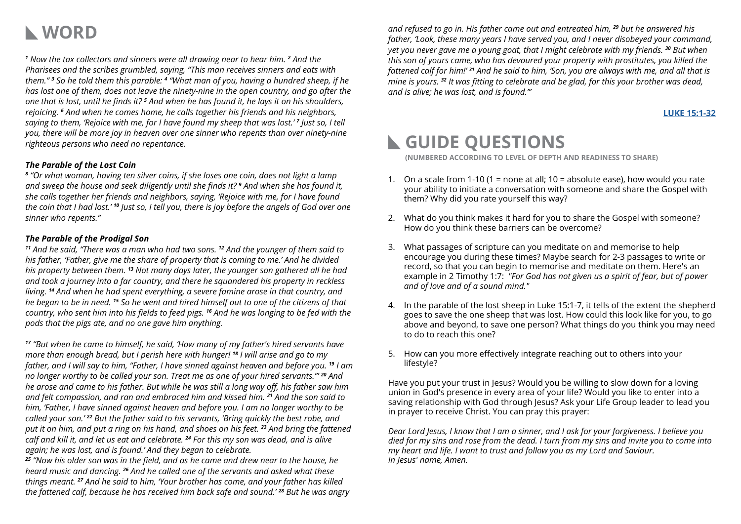# WORD

*[1] Now the tax collectors and sinners were all drawing near to hear him. [2] And the Pharisees and the scribes grumbled, saying, "This man receives sinners and eats with them." [3] So he told them this parable: [4] "What man of you, having a hundred sheep, if he has lost one of them, does not leave the ninety-nine in the open country, and go after the one that is lost, until he finds it? [5] And when he has found it, he lays it on his shoulders, rejoicing. [6] And when he comes home, he calls together his friends and his neighbors, saying to them, 'Rejoice with me, for I have found my sheep that was lost.' [7] Just so, I tell you, there will be more joy in heaven over one sinner who repents than over ninety-nine righteous persons who need no repentance.*

***The Parable of the Lost Coin***

*[8] "Or what woman, having ten silver coins, if she loses one coin, does not light a lamp and sweep the house and seek diligently until she finds it? [9] And when she has found it, she calls together her friends and neighbors, saying, 'Rejoice with me, for I have found the coin that I had lost.' [10] Just so, I tell you, there is joy before the angels of God over one sinner who repents."*

***The Parable of the Prodigal Son***

*[11] And he said, "There was a man who had two sons. [12] And the younger of them said to his father, 'Father, give me the share of property that is coming to me.' And he divided his property between them. [13] Not many days later, the younger son gathered all he had and took a journey into a far country, and there he squandered his property in reckless living. [14] And when he had spent everything, a severe famine arose in that country, and he began to be in need. [15] So he went and hired himself out to one of the citizens of that country, who sent him into his fields to feed pigs. [16] And he was longing to be fed with the pods that the pigs ate, and no one gave him anything.*

*[17] "But when he came to himself, he said, 'How many of my father's hired servants have more than enough bread, but I perish here with hunger! [18] I will arise and go to my father, and I will say to him, "Father, I have sinned against heaven and before you. [19] I am no longer worthy to be called your son. Treat me as one of your hired servants."' [20] And he arose and came to his father. But while he was still a long way off, his father saw him and felt compassion, and ran and embraced him and kissed him. [21] And the son said to him, 'Father, I have sinned against heaven and before you. I am no longer worthy to be called your son.' [22] But the father said to his servants, 'Bring quickly the best robe, and put it on him, and put a ring on his hand, and shoes on his feet. [23] And bring the fattened calf and kill it, and let us eat and celebrate. [24] For this my son was dead, and is alive again; he was lost, and is found.' And they began to celebrate.*
*[25] "Now his older son was in the field, and as he came and drew near to the house, he heard music and dancing. [26] And he called one of the servants and asked what these things meant. [27] And he said to him, 'Your brother has come, and your father has killed the fattened calf, because he has received him back safe and sound.' [28] But he was angry and refused to go in. His father came out and entreated him, [29] but he answered his father, 'Look, these many years I have served you, and I never disobeyed your command, yet you never gave me a young goat, that I might celebrate with my friends. [30] But when this son of yours came, who has devoured your property with prostitutes, you killed the fattened calf for him!' [31] And he said to him, 'Son, you are always with me, and all that is mine is yours. [32] It was fitting to celebrate and be glad, for this your brother was dead, and is alive; he was lost, and is found.'"*

**LUKE 15:1-32**

# GUIDE QUESTIONS

**(NUMBERED ACCORDING TO LEVEL OF DEPTH AND READINESS TO SHARE)**

1. On a scale from 1-10 (1 = none at all; 10 = absolute ease), how would you rate your ability to initiate a conversation with someone and share the Gospel with them? Why did you rate yourself this way?

2. What do you think makes it hard for you to share the Gospel with someone? How do you think these barriers can be overcome?

3. What passages of scripture can you meditate on and memorise to help encourage you during these times? Maybe search for 2-3 passages to write or record, so that you can begin to memorise and meditate on them. Here's an example in 2 Timothy 1:7: *"For God has not given us a spirit of fear, but of power and of love and of a sound mind."*

4. In the parable of the lost sheep in Luke 15:1-7, it tells of the extent the shepherd goes to save the one sheep that was lost. How could this look like for you, to go above and beyond, to save one person? What things do you think you may need to do to reach this one?

5. How can you more effectively integrate reaching out to others into your lifestyle?

Have you put your trust in Jesus? Would you be willing to slow down for a loving union in God's presence in every area of your life? Would you like to enter into a saving relationship with God through Jesus? Ask your Life Group leader to lead you in prayer to receive Christ. You can pray this prayer:

*Dear Lord Jesus, I know that I am a sinner, and I ask for your forgiveness. I believe you died for my sins and rose from the dead. I turn from my sins and invite you to come into my heart and life. I want to trust and follow you as my Lord and Saviour.*
*In Jesus' name, Amen.*